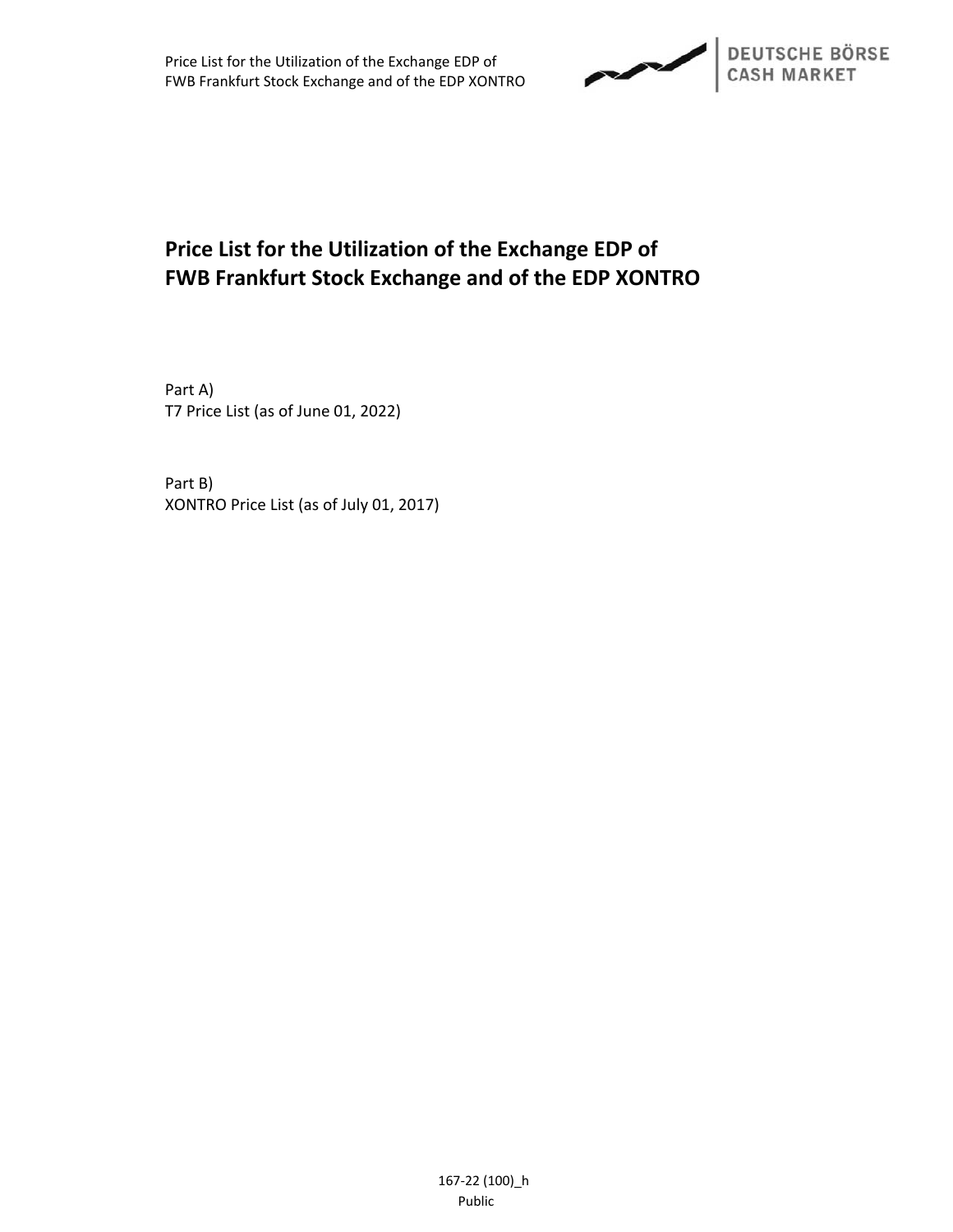# Price List for the Utilization of the Exchange EDP of FWB Frankfurt Stock Exchange and of the EDP XONTRO

Part A)
T7 Price List (as of June 01, 2022)

Part B)
XONTRO Price List (as of July 01, 2017)

167-22 (100)_h
Public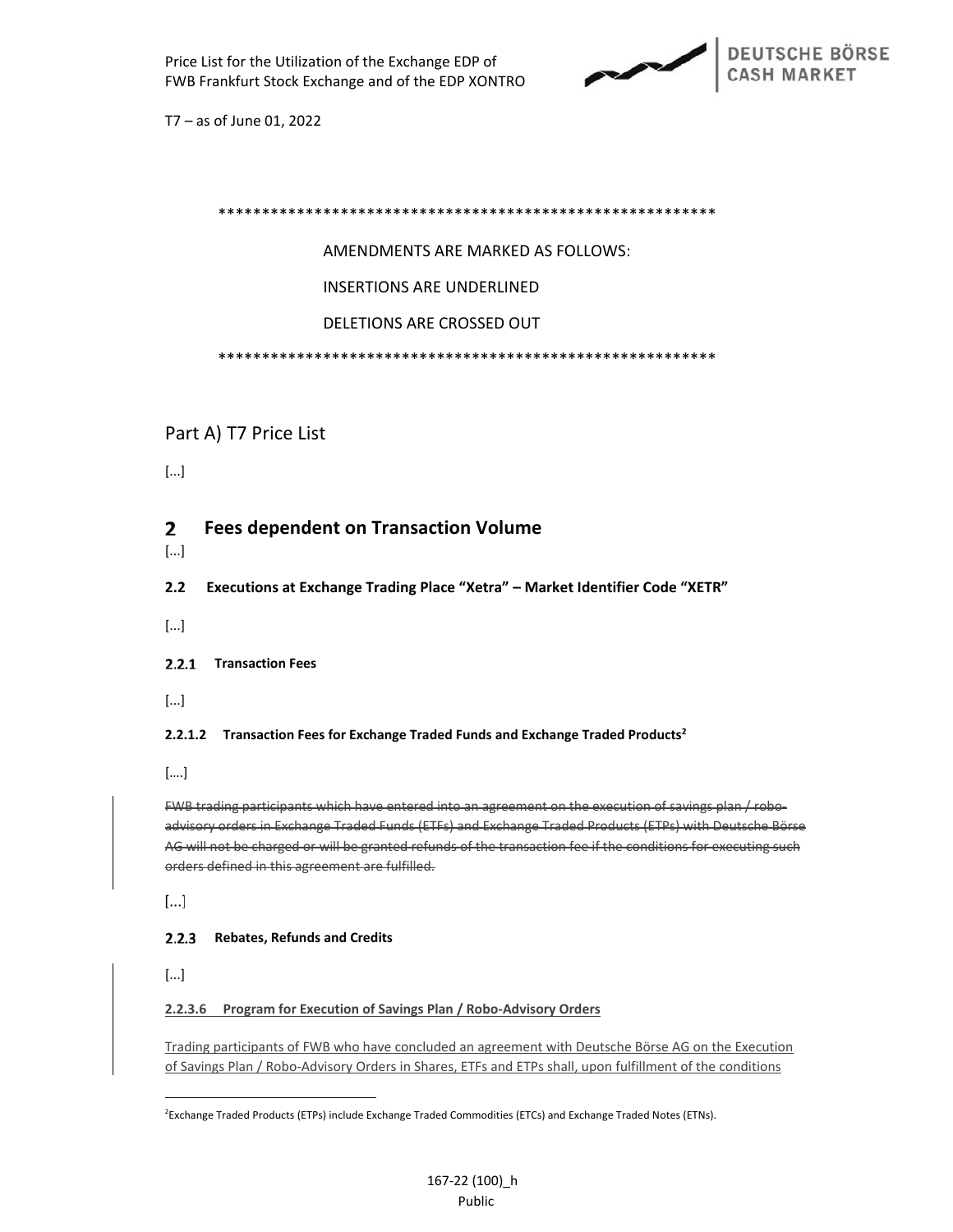T7 – as of June 01, 2022

\*\*\*\*\*\*\*\*\*\*\*\*\*\*\*\*\*\*\*\*\*\*\*\*\*\*\*\*\*\*\*\*\*\*\*\*\*\*\*\*\*\*\*\*\*\*\*\*\*\*\*\*\*\*\*\*\*

AMENDMENTS ARE MARKED AS FOLLOWS:

INSERTIONS ARE UNDERLINED

DELETIONS ARE CROSSED OUT

\*\*\*\*\*\*\*\*\*\*\*\*\*\*\*\*\*\*\*\*\*\*\*\*\*\*\*\*\*\*\*\*\*\*\*\*\*\*\*\*\*\*\*\*\*\*\*\*\*\*\*\*\*\*\*\*\*

# Part A) T7 Price List

[...]

## 2 Fees dependent on Transaction Volume

[...]

### 2.2 Executions at Exchange Trading Place "Xetra" – Market Identifier Code "XETR"

[...]

#### 2.2.1 Transaction Fees

[...]

##### 2.2.1.2 Transaction Fees for Exchange Traded Funds and Exchange Traded Products[2]

[....]

~~FWB trading participants which have entered into an agreement on the execution of savings plan / robo-advisory orders in Exchange Traded Funds (ETFs) and Exchange Traded Products (ETPs) with Deutsche Börse AG will not be charged or will be granted refunds of the transaction fee if the conditions for executing such orders defined in this agreement are fulfilled.~~

[...]

#### 2.2.3 Rebates, Refunds and Credits

[...]

##### <u>2.2.3.6 Program for Execution of Savings Plan / Robo-Advisory Orders</u>

<u>Trading participants of FWB who have concluded an agreement with Deutsche Börse AG on the Execution of Savings Plan / Robo-Advisory Orders in Shares, ETFs and ETPs shall, upon fulfillment of the conditions</u>

[2] Exchange Traded Products (ETPs) include Exchange Traded Commodities (ETCs) and Exchange Traded Notes (ETNs).

167-22 (100)_h

Public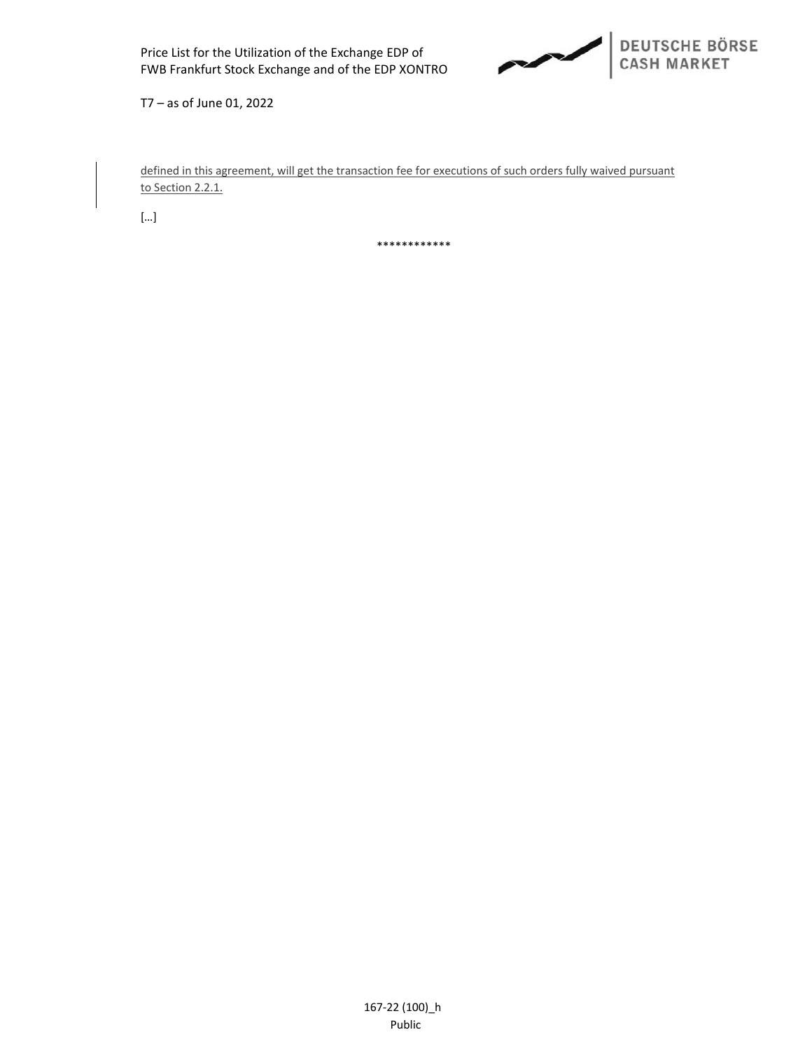defined in this agreement, will get the transaction fee for executions of such orders fully waived pursuant to Section 2.2.1.

[…]

************